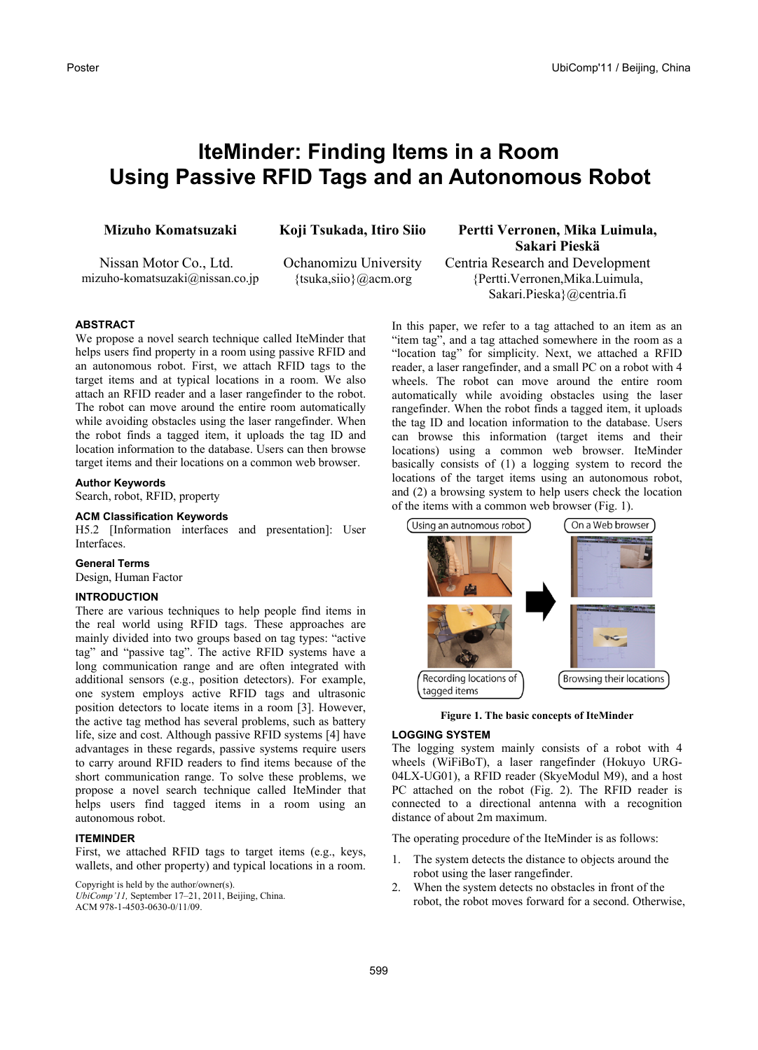# IteMinder: Finding Items in a Room Using Passive RFID Tags and an Autonomous Robot

**Mizuho Komatsuzaki**
Nissan Motor Co., Ltd.
mizuho-komatsuzaki@nissan.co.jp

**Koji Tsukada, Itiro Siio**
Ochanomizu University
{tsuka,siio}@acm.org

**Pertti Verronen, Mika Luimula, Sakari Pieskä**
Centria Research and Development
{Pertti.Verronen,Mika.Luimula, Sakari.Pieska}@centria.fi

## ABSTRACT

We propose a novel search technique called IteMinder that helps users find property in a room using passive RFID and an autonomous robot. First, we attach RFID tags to the target items and at typical locations in a room. We also attach an RFID reader and a laser rangefinder to the robot. The robot can move around the entire room automatically while avoiding obstacles using the laser rangefinder. When the robot finds a tagged item, it uploads the tag ID and location information to the database. Users can then browse target items and their locations on a common web browser.

### Author Keywords

Search, robot, RFID, property

### ACM Classification Keywords

H5.2 [Information interfaces and presentation]: User Interfaces.

### General Terms

Design, Human Factor

## INTRODUCTION

There are various techniques to help people find items in the real world using RFID tags. These approaches are mainly divided into two groups based on tag types: "active tag" and "passive tag". The active RFID systems have a long communication range and are often integrated with additional sensors (e.g., position detectors). For example, one system employs active RFID tags and ultrasonic position detectors to locate items in a room [3]. However, the active tag method has several problems, such as battery life, size and cost. Although passive RFID systems [4] have advantages in these regards, passive systems require users to carry around RFID readers to find items because of the short communication range. To solve these problems, we propose a novel search technique called IteMinder that helps users find tagged items in a room using an autonomous robot.

## ITEMINDER

First, we attached RFID tags to target items (e.g., keys, wallets, and other property) and typical locations in a room. In this paper, we refer to a tag attached to an item as an "item tag", and a tag attached somewhere in the room as a "location tag" for simplicity. Next, we attached a RFID reader, a laser rangefinder, and a small PC on a robot with 4 wheels. The robot can move around the entire room automatically while avoiding obstacles using the laser rangefinder. When the robot finds a tagged item, it uploads the tag ID and location information to the database. Users can browse this information (target items and their locations) using a common web browser. IteMinder basically consists of (1) a logging system to record the locations of the target items using an autonomous robot, and (2) a browsing system to help users check the location of the items with a common web browser (Fig. 1).

Using an autnomous robot

On a Web browser

Recording locations of tagged items

Browsing their locations

**Figure 1. The basic concepts of IteMinder**

## LOGGING SYSTEM

The logging system mainly consists of a robot with 4 wheels (WiFiBoT), a laser rangefinder (Hokuyo URG-04LX-UG01), a RFID reader (SkyeModul M9), and a host PC attached on the robot (Fig. 2). The RFID reader is connected to a directional antenna with a recognition distance of about 2m maximum.

The operating procedure of the IteMinder is as follows:

1. The system detects the distance to objects around the robot using the laser rangefinder.
2. When the system detects no obstacles in front of the robot, the robot moves forward for a second. Otherwise,

Copyright is held by the author/owner(s).
*UbiComp'11,* September 17–21, 2011, Beijing, China.
ACM 978-1-4503-0630-0/11/09.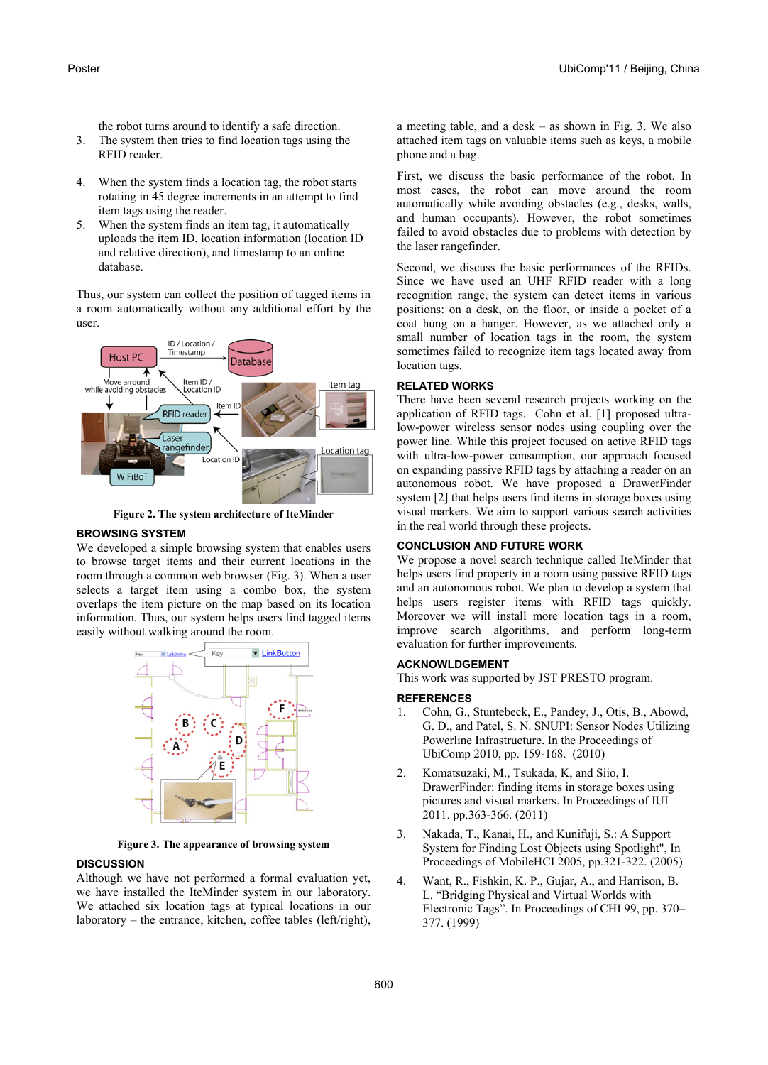the robot turns around to identify a safe direction.

3. The system then tries to find location tags using the RFID reader.
4. When the system finds a location tag, the robot starts rotating in 45 degree increments in an attempt to find item tags using the reader.
5. When the system finds an item tag, it automatically uploads the item ID, location information (location ID and relative direction), and timestamp to an online database.

Thus, our system can collect the position of tagged items in a room automatically without any additional effort by the user.

Host PC

ID / Location / Timestamp

Database

Move arround while avoiding obstacles

Item ID / Location ID

Item tag

Item ID

RFID reader

Laser rangefinder

Location ID

Location tag

WiFiBoT

**Figure 2. The system architecture of IteMinder**

## BROWSING SYSTEM

We developed a simple browsing system that enables users to browse target items and their current locations in the room through a common web browser (Fig. 3). When a user selects a target item using a combo box, the system overlaps the item picture on the map based on its location information. Thus, our system helps users find tagged items easily without walking around the room.

Key

LinkButton

F

B

C

A

D

E

**Figure 3. The appearance of browsing system**

## DISCUSSION

Although we have not performed a formal evaluation yet, we have installed the IteMinder system in our laboratory. We attached six location tags at typical locations in our laboratory – the entrance, kitchen, coffee tables (left/right), a meeting table, and a desk – as shown in Fig. 3. We also attached item tags on valuable items such as keys, a mobile phone and a bag.

First, we discuss the basic performance of the robot. In most cases, the robot can move around the room automatically while avoiding obstacles (e.g., desks, walls, and human occupants). However, the robot sometimes failed to avoid obstacles due to problems with detection by the laser rangefinder.

Second, we discuss the basic performances of the RFIDs. Since we have used an UHF RFID reader with a long recognition range, the system can detect items in various positions: on a desk, on the floor, or inside a pocket of a coat hung on a hanger. However, as we attached only a small number of location tags in the room, the system sometimes failed to recognize item tags located away from location tags.

## RELATED WORKS

There have been several research projects working on the application of RFID tags. Cohn et al. [1] proposed ultra-low-power wireless sensor nodes using coupling over the power line. While this project focused on active RFID tags with ultra-low-power consumption, our approach focused on expanding passive RFID tags by attaching a reader on an autonomous robot. We have proposed a DrawerFinder system [2] that helps users find items in storage boxes using visual markers. We aim to support various search activities in the real world through these projects.

## CONCLUSION AND FUTURE WORK

We propose a novel search technique called IteMinder that helps users find property in a room using passive RFID tags and an autonomous robot. We plan to develop a system that helps users register items with RFID tags quickly. Moreover we will install more location tags in a room, improve search algorithms, and perform long-term evaluation for further improvements.

## ACKNOWLEDGEMENT

This work was supported by JST PRESTO program.

## REFERENCES

1. Cohn, G., Stuntebeck, E., Pandey, J., Otis, B., Abowd, G. D., and Patel, S. N. SNUPI: Sensor Nodes Utilizing Powerline Infrastructure. In the Proceedings of UbiComp 2010, pp. 159-168. (2010)
2. Komatsuzaki, M., Tsukada, K, and Siio, I. DrawerFinder: finding items in storage boxes using pictures and visual markers. In Proceedings of IUI 2011. pp.363-366. (2011)
3. Nakada, T., Kanai, H., and Kunifuji, S.: A Support System for Finding Lost Objects using Spotlight", In Proceedings of MobileHCI 2005, pp.321-322. (2005)
4. Want, R., Fishkin, K. P., Gujar, A., and Harrison, B. L. "Bridging Physical and Virtual Worlds with Electronic Tags". In Proceedings of CHI 99, pp. 370–377. (1999)